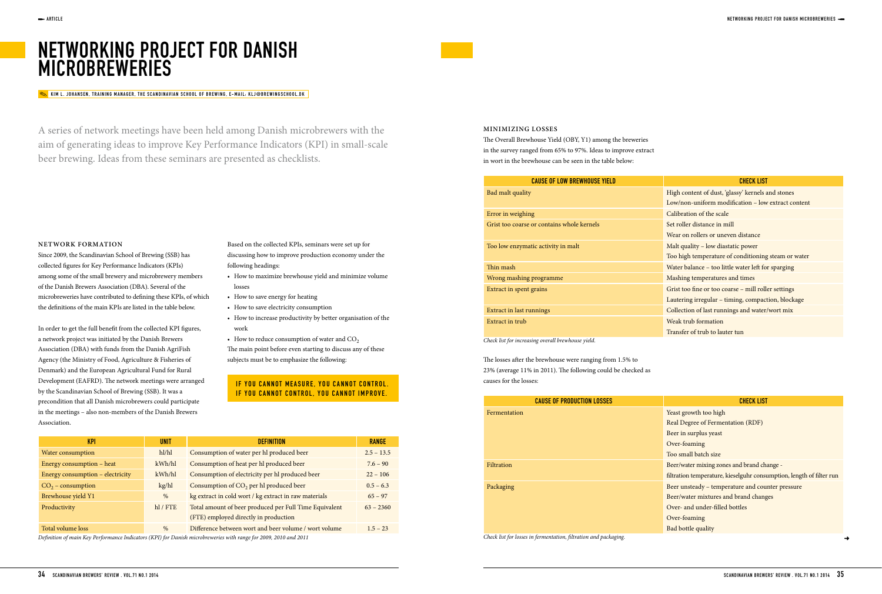# NETWORKING PROJECT FOR DANISH MICROBREWERIES

KIM L. JOHANSEN, TRAINING MANAGER, THE SCANDINAVIAN SCHOOL OF BREWING, E-MAIL: KLJ@BREWINGSCHOOL.DK

A series of network meetings have been held among Danish microbrewers with the aim of generating ideas to improve Key Performance Indicators (KPI) in small-scale beer brewing. Ideas from these seminars are presented as checklists.

### NETWORK FORMATION

Since 2009, the Scandinavian School of Brewing (SSB) has collected figures for Key Performance Indicators (KPIs) among some of the small brewery and microbrewery members of the Danish Brewers Association (DBA). Several of the microbreweries have contributed to defining these KPIs, of which the definitions of the main KPIs are listed in the table below.

In order to get the full benefit from the collected KPI figures, a network project was initiated by the Danish Brewers Association (DBA) with funds from the Danish AgriFish Agency (the Ministry of Food, Agriculture & Fisheries of Denmark) and the European Agricultural Fund for Rural Development (EAFRD). The network meetings were arranged by the Scandinavian School of Brewing (SSB). It was a precondition that all Danish microbrewers could participate in the meetings – also non-members of the Danish Brewers Association.

Based on the collected KPIs, seminars were set up for discussing how to improve production economy under the following headings:

- How to maximize brewhouse yield and minimize volume losses
- How to save energy for heating
- How to save electricity consumption
- How to increase productivity by better organisation of the work
- How to reduce consumption of water and $CO_2$

The main point before even starting to discuss any of these subjects must be to emphasize the following:

**IF YOU CANNOT MEASURE, YOU CANNOT CONTROL. IF YOU CANNOT CONTROL, YOU CANNOT IMPROVE.**

| KPI | UNIT | DEFINITION | RANGE |
|---|---|---|---|
| Water consumption | hl/hl | Consumption of water per hl produced beer | 2.5 – 13.5 |
| Energy consumption – heat | kWh/hl | Consumption of heat per hl produced beer | 7.6 – 90 |
| Energy consumption – electricity | kWh/hl | Consumption of electricity per hl produced beer | 22 – 106 |
| $CO_2$ – consumption | kg/hl | Consumption of $CO_2$ per hl produced beer | 0.5 – 6.3 |
| Brewhouse yield Y1 | % | kg extract in cold wort / kg extract in raw materials | 65 – 97 |
| Productivity | hl / FTE | Total amount of beer produced per Full Time Equivalent (FTE) employed directly in production | 63 – 2360 |
| Total volume loss | % | Difference between wort and beer volume / wort volume | 1.5 – 23 |

*Definition of main Key Performance Indicators (KPI) for Danish microbreweries with range for 2009, 2010 and 2011*

### MINIMIZING LOSSES

The Overall Brewhouse Yield (OBY, Y1) among the breweries in the survey ranged from 65% to 97%. Ideas to improve extract in wort in the brewhouse can be seen in the table below:

| CAUSE OF LOW BREWHOUSE YIELD | CHECK LIST |
|---|---|
| Bad malt quality | High content of dust, 'glassy' kernels and stones<br>Low/non-uniform modification – low extract content |
| Error in weighing | Calibration of the scale |
| Grist too coarse or contains whole kernels | Set roller distance in mill<br>Wear on rollers or uneven distance |
| Too low enzymatic activity in malt | Malt quality – low diastatic power<br>Too high temperature of conditioning steam or water |
| Thin mash | Water balance – too little water left for sparging |
| Wrong mashing programme | Mashing temperatures and times |
| Extract in spent grains | Grist too fine or too coarse – mill roller settings<br>Lautering irregular – timing, compaction, blockage |
| Extract in last runnings | Collection of last runnings and water/wort mix |
| Extract in trub | Weak trub formation<br>Transfer of trub to lauter tun |

*Check list for increasing overall brewhouse yield.*

The losses after the brewhouse were ranging from 1.5% to 23% (average 11% in 2011). The following could be checked as causes for the losses:

| CAUSE OF PRODUCTION LOSSES | CHECK LIST |
|---|---|
| Fermentation | Yeast growth too high<br>Real Degree of Fermentation (RDF)<br>Beer in surplus yeast<br>Over-foaming<br>Too small batch size |
| Filtration | Beer/water mixing zones and brand change -<br>filtration temperature, kieselguhr consumption, length of filter run |
| Packaging | Beer unsteady – temperature and counter pressure<br>Beer/water mixtures and brand changes<br>Over- and under-filled bottles<br>Over-foaming<br>Bad bottle quality |

*Check list for losses in fermentation, filtration and packaging.*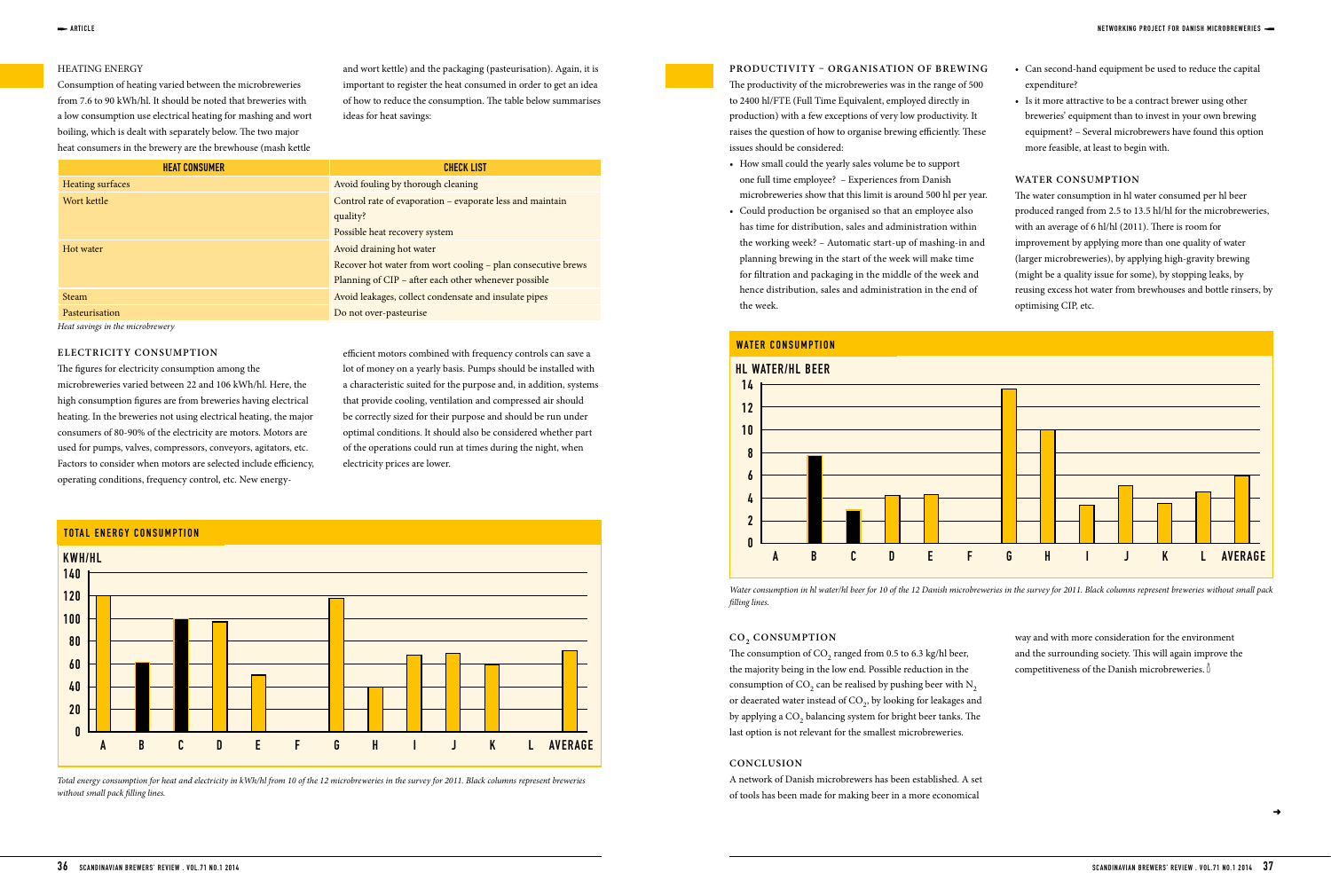### HEATING ENERGY

Consumption of heating varied between the microbreweries from 7.6 to 90 kWh/hl. It should be noted that breweries with a low consumption use electrical heating for mashing and wort boiling, which is dealt with separately below. The two major heat consumers in the brewery are the brewhouse (mash kettle and wort kettle) and the packaging (pasteurisation). Again, it is important to register the heat consumed in order to get an idea of how to reduce the consumption. The table below summarises ideas for heat savings:

| HEAT CONSUMER | CHECK LIST |
|---|---|
| Heating surfaces | Avoid fouling by thorough cleaning |
| Wort kettle | Control rate of evaporation – evaporate less and maintain quality?<br>Possible heat recovery system |
| Hot water | Avoid draining hot water<br>Recover hot water from wort cooling – plan consecutive brews<br>Planning of CIP – after each other whenever possible |
| Steam | Avoid leakages, collect condensate and insulate pipes |
| Pasteurisation | Do not over-pasteurise |

*Heat savings in the microbrewery*

### ELECTRICITY CONSUMPTION

The figures for electricity consumption among the microbreweries varied between 22 and 106 kWh/hl. Here, the high consumption figures are from breweries having electrical heating. In the breweries not using electrical heating, the major consumers of 80-90% of the electricity are motors. Motors are used for pumps, valves, compressors, conveyors, agitators, etc. Factors to consider when motors are selected include efficiency, operating conditions, frequency control, etc. New energy-efficient motors combined with frequency controls can save a lot of money on a yearly basis. Pumps should be installed with a characteristic suited for the purpose and, in addition, systems that provide cooling, ventilation and compressed air should be correctly sized for their purpose and should be run under optimal conditions. It should also be considered whether part of the operations could run at times during the night, when electricity prices are lower.

**TOTAL ENERGY CONSUMPTION**

KWH/HL

| Brewery | A | B | C | D | E | F | G | H | I | J | K | L | AVERAGE |
|---|---|---|---|---|---|---|---|---|---|---|---|---|---|
| kWh/hl (approx.) | 119 | 61 | 100 | 97 | 51 | | 117 | 40 | 68 | 69 | 60 | | 71 |

*Total energy consumption for heat and electricity in kWh/hl from 10 of the 12 microbreweries in the survey for 2011. Black columns represent breweries without small pack filling lines.*

### PRODUCTIVITY – ORGANISATION OF BREWING

The productivity of the microbreweries was in the range of 500 to 2400 hl/FTE (Full Time Equivalent, employed directly in production) with a few exceptions of very low productivity. It raises the question of how to organise brewing efficiently. These issues should be considered:

- How small could the yearly sales volume be to support one full time employee? – Experiences from Danish microbreweries show that this limit is around 500 hl per year.
- Could production be organised so that an employee also has time for distribution, sales and administration within the working week? – Automatic start-up of mashing-in and planning brewing in the start of the week will make time for filtration and packaging in the middle of the week and hence distribution, sales and administration in the end of the week.
- Can second-hand equipment be used to reduce the capital expenditure?
- Is it more attractive to be a contract brewer using other breweries' equipment than to invest in your own brewing equipment? – Several microbrewers have found this option more feasible, at least to begin with.

### WATER CONSUMPTION

The water consumption in hl water consumed per hl beer produced ranged from 2.5 to 13.5 hl/hl for the microbreweries, with an average of 6 hl/hl (2011). There is room for improvement by applying more than one quality of water (larger microbreweries), by applying high-gravity brewing (might be a quality issue for some), by stopping leaks, by reusing excess hot water from brewhouses and bottle rinsers, by optimising CIP, etc.

**WATER CONSUMPTION**

HL WATER/HL BEER

| Brewery | A | B | C | D | E | F | G | H | I | J | K | L | AVERAGE |
|---|---|---|---|---|---|---|---|---|---|---|---|---|---|
| hl water/hl beer (approx.) | | 7.7 | 2.9 | 4.2 | 4.3 | | 13.5 | 10 | 3.4 | 5.1 | 3.5 | 4.5 | 5.9 |

*Water consumption in hl water/hl beer for 10 of the 12 Danish microbreweries in the survey for 2011. Black columns represent breweries without small pack filling lines.*

### $CO_2$ CONSUMPTION

The consumption of $CO_2$ ranged from 0.5 to 6.3 kg/hl beer, the majority being in the low end. Possible reduction in the consumption of $CO_2$ can be realised by pushing beer with $N_2$ or deaerated water instead of $CO_2$, by looking for leakages and by applying a $CO_2$ balancing system for bright beer tanks. The last option is not relevant for the smallest microbreweries.

### CONCLUSION

A network of Danish microbrewers has been established. A set of tools has been made for making beer in a more economical way and with more consideration for the environment and the surrounding society. This will again improve the competitiveness of the Danish microbreweries.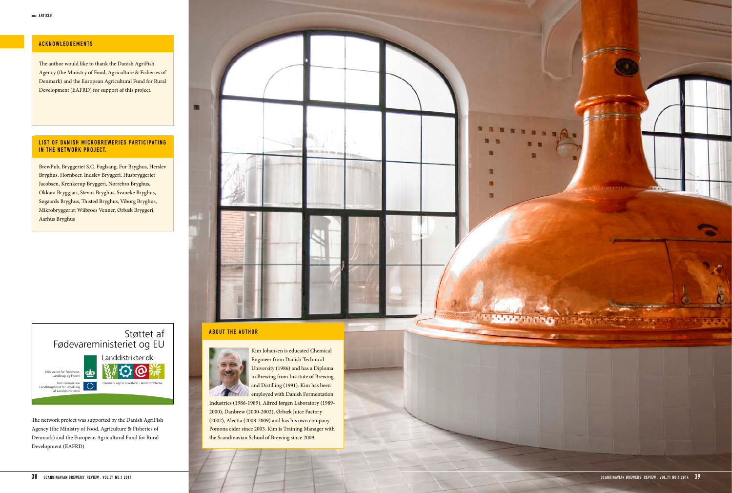## ACKNOWLEDGEMENTS

The author would like to thank the Danish AgriFish Agency (the Ministry of Food, Agriculture & Fisheries of Denmark) and the European Agricultural Fund for Rural Development (EAFRD) for support of this project.

## LIST OF DANISH MICROBREWERIES PARTICIPATING IN THE NETWORK PROJECT.

BrewPub, Bryggeriet S.C. Fuglsang, Fur Bryghus, Herslev Bryghus, Hornbeer, Indslev Bryggeri, Husbryggeriet Jacobsen, Krenkerup Bryggeri, Nørrebro Bryghus, Okkara Bryggjari, Stevns Bryghus, Svaneke Bryghus, Søgaards Bryghus, Thisted Bryghus, Viborg Bryghus, Mikrobryggeriet Wiibroes Venner, Ørbæk Bryggeri, Aarhus Bryghus

Støttet af
Fødevareministeriet og EU

Landdistrikter.dk

Ministeriet for Fødevarer, Landbrug og Fiskeri

Den Europæiske Landbrugsfond for Udvikling af Landdistrikterne

Danmark og EU investerer i landdistrikterne.

The network project was supported by the Danish AgriFish Agency (the Ministry of Food, Agriculture & Fisheries of Denmark) and the European Agricultural Fund for Rural Development (EAFRD)

## ABOUT THE AUTHOR

Kim Johansen is educated Chemical Engineer from Danish Technical University (1986) and has a Diploma in Brewing from Institute of Brewing and Distilling (1991). Kim has been employed with Danish Fermentation Industries (1986-1989), Alfred Jørgen Laboratory (1989-2000), Danbrew (2000-2002), Ørbæk Juice Factory (2002), Alectia (2008-2009) and has his own company Pomona cider since 2003. Kim is Training Manager with the Scandinavian School of Brewing since 2009.